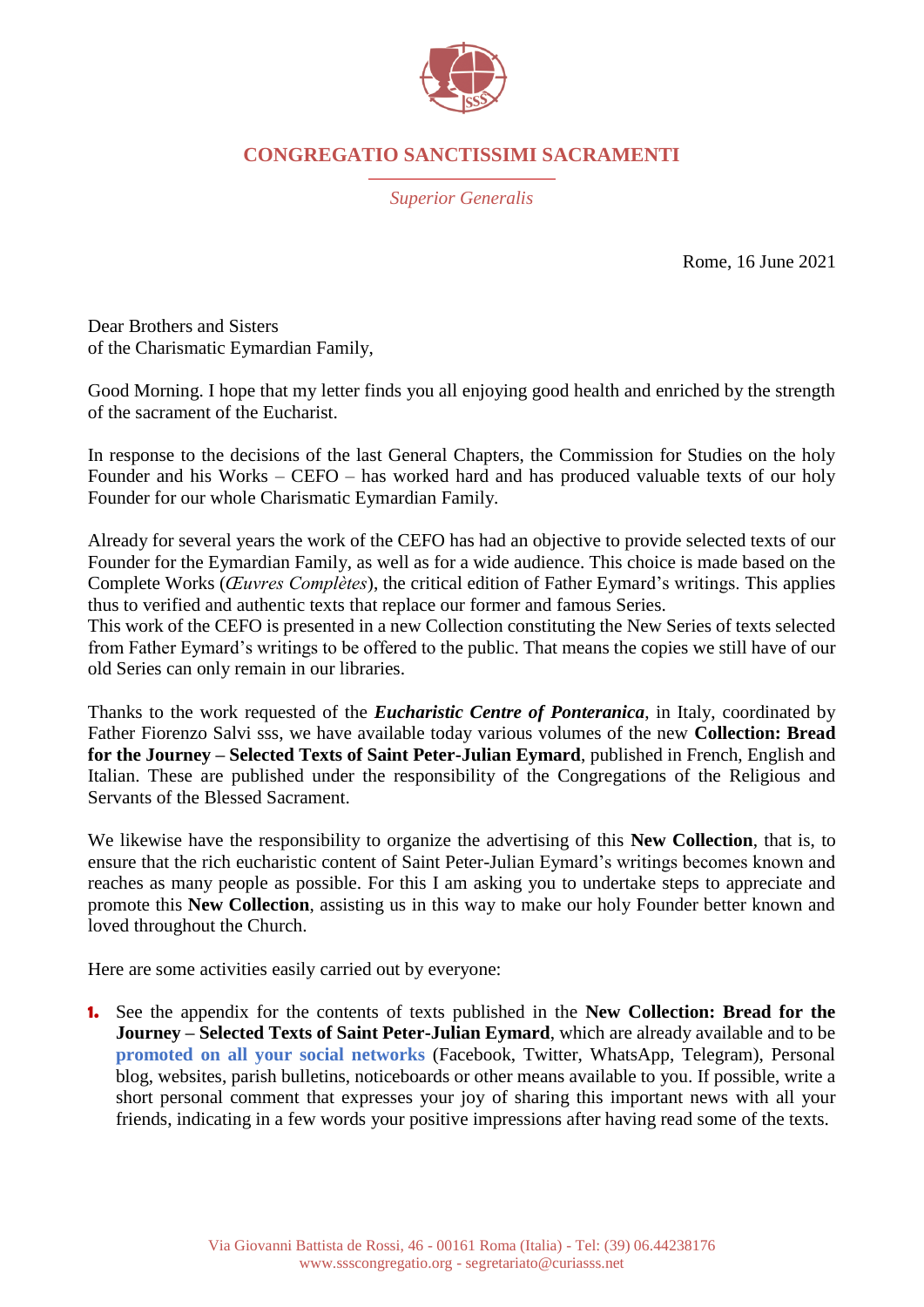# CONGREGATIO SANCTISSIMI SACRAMENTI

*Superior Generalis*

Rome, 16 June 2021

Dear Brothers and Sisters
of the Charismatic Eymardian Family,

Good Morning. I hope that my letter finds you all enjoying good health and enriched by the strength of the sacrament of the Eucharist.

In response to the decisions of the last General Chapters, the Commission for Studies on the holy Founder and his Works – CEFO – has worked hard and has produced valuable texts of our holy Founder for our whole Charismatic Eymardian Family.

Already for several years the work of the CEFO has had an objective to provide selected texts of our Founder for the Eymardian Family, as well as for a wide audience. This choice is made based on the Complete Works (*Œuvres Complètes*), the critical edition of Father Eymard's writings. This applies thus to verified and authentic texts that replace our former and famous Series.
This work of the CEFO is presented in a new Collection constituting the New Series of texts selected from Father Eymard's writings to be offered to the public. That means the copies we still have of our old Series can only remain in our libraries.

Thanks to the work requested of the ***Eucharistic Centre of Ponteranica***, in Italy, coordinated by Father Fiorenzo Salvi sss, we have available today various volumes of the new **Collection: Bread for the Journey – Selected Texts of Saint Peter-Julian Eymard**, published in French, English and Italian. These are published under the responsibility of the Congregations of the Religious and Servants of the Blessed Sacrament.

We likewise have the responsibility to organize the advertising of this **New Collection**, that is, to ensure that the rich eucharistic content of Saint Peter-Julian Eymard's writings becomes known and reaches as many people as possible. For this I am asking you to undertake steps to appreciate and promote this **New Collection**, assisting us in this way to make our holy Founder better known and loved throughout the Church.

Here are some activities easily carried out by everyone:

1. See the appendix for the contents of texts published in the **New Collection: Bread for the Journey – Selected Texts of Saint Peter-Julian Eymard**, which are already available and to be **promoted on all your social networks** (Facebook, Twitter, WhatsApp, Telegram), Personal blog, websites, parish bulletins, noticeboards or other means available to you. If possible, write a short personal comment that expresses your joy of sharing this important news with all your friends, indicating in a few words your positive impressions after having read some of the texts.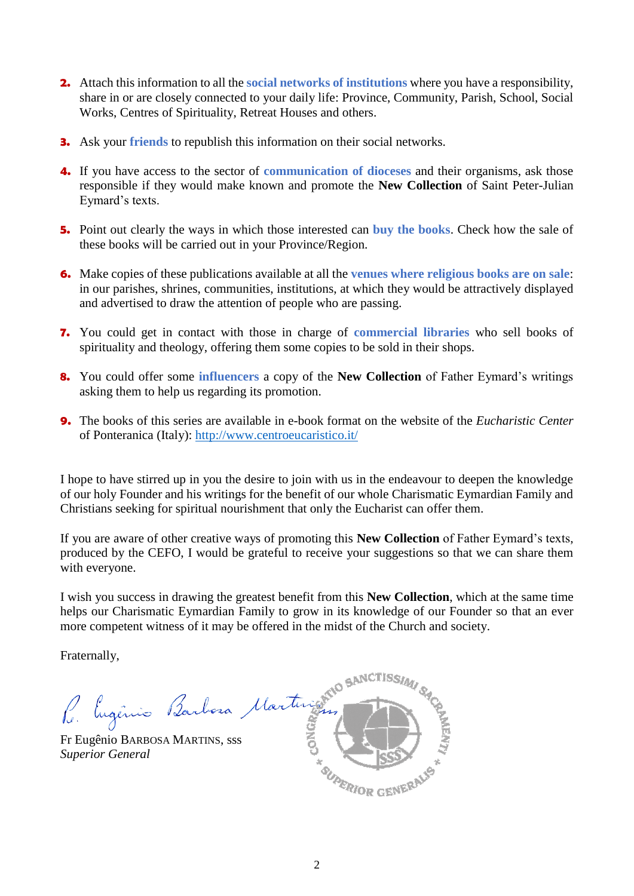2. Attach this information to all the **social networks of institutions** where you have a responsibility, share in or are closely connected to your daily life: Province, Community, Parish, School, Social Works, Centres of Spirituality, Retreat Houses and others.

3. Ask your **friends** to republish this information on their social networks.

4. If you have access to the sector of **communication of dioceses** and their organisms, ask those responsible if they would make known and promote the **New Collection** of Saint Peter-Julian Eymard's texts.

5. Point out clearly the ways in which those interested can **buy the books**. Check how the sale of these books will be carried out in your Province/Region.

6. Make copies of these publications available at all the **venues where religious books are on sale**: in our parishes, shrines, communities, institutions, at which they would be attractively displayed and advertised to draw the attention of people who are passing.

7. You could get in contact with those in charge of **commercial libraries** who sell books of spirituality and theology, offering them some copies to be sold in their shops.

8. You could offer some **influencers** a copy of the **New Collection** of Father Eymard's writings asking them to help us regarding its promotion.

9. The books of this series are available in e-book format on the website of the *Eucharistic Center* of Ponteranica (Italy): http://www.centroeucaristico.it/

I hope to have stirred up in you the desire to join with us in the endeavour to deepen the knowledge of our holy Founder and his writings for the benefit of our whole Charismatic Eymardian Family and Christians seeking for spiritual nourishment that only the Eucharist can offer them.

If you are aware of other creative ways of promoting this **New Collection** of Father Eymard's texts, produced by the CEFO, I would be grateful to receive your suggestions so that we can share them with everyone.

I wish you success in drawing the greatest benefit from this **New Collection**, which at the same time helps our Charismatic Eymardian Family to grow in its knowledge of our Founder so that an ever more competent witness of it may be offered in the midst of the Church and society.

Fraternally,

Fr Eugênio Barbosa Martins, sss
*Superior General*